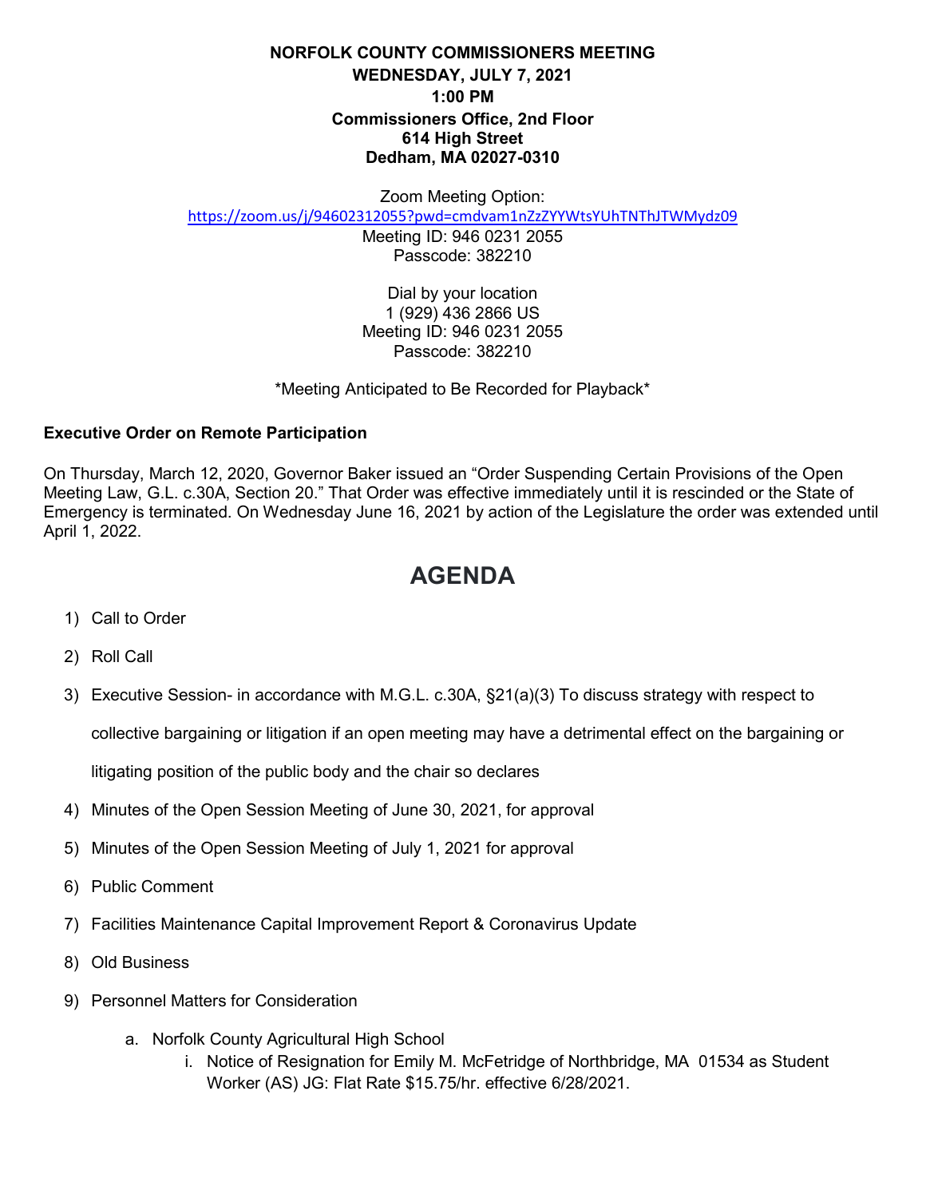**NORFOLK COUNTY COMMISSIONERS MEETING**
**WEDNESDAY, JULY 7, 2021**
**1:00 PM**
**Commissioners Office, 2nd Floor**
**614 High Street**
**Dedham, MA 02027-0310**

Zoom Meeting Option:
https://zoom.us/j/94602312055?pwd=cmdvam1nZzZYYWtsYUhTNThJTWMydz09
Meeting ID: 946 0231 2055
Passcode: 382210

Dial by your location
1 (929) 436 2866 US
Meeting ID: 946 0231 2055
Passcode: 382210

*Meeting Anticipated to Be Recorded for Playback*

**Executive Order on Remote Participation**

On Thursday, March 12, 2020, Governor Baker issued an "Order Suspending Certain Provisions of the Open Meeting Law, G.L. c.30A, Section 20." That Order was effective immediately until it is rescinded or the State of Emergency is terminated. On Wednesday June 16, 2021 by action of the Legislature the order was extended until April 1, 2022.

# AGENDA

1) Call to Order
2) Roll Call
3) Executive Session- in accordance with M.G.L. c.30A, §21(a)(3) To discuss strategy with respect to collective bargaining or litigation if an open meeting may have a detrimental effect on the bargaining or litigating position of the public body and the chair so declares
4) Minutes of the Open Session Meeting of June 30, 2021, for approval
5) Minutes of the Open Session Meeting of July 1, 2021 for approval
6) Public Comment
7) Facilities Maintenance Capital Improvement Report & Coronavirus Update
8) Old Business
9) Personnel Matters for Consideration
    a. Norfolk County Agricultural High School
        i. Notice of Resignation for Emily M. McFetridge of Northbridge, MA 01534 as Student Worker (AS) JG: Flat Rate $15.75/hr. effective 6/28/2021.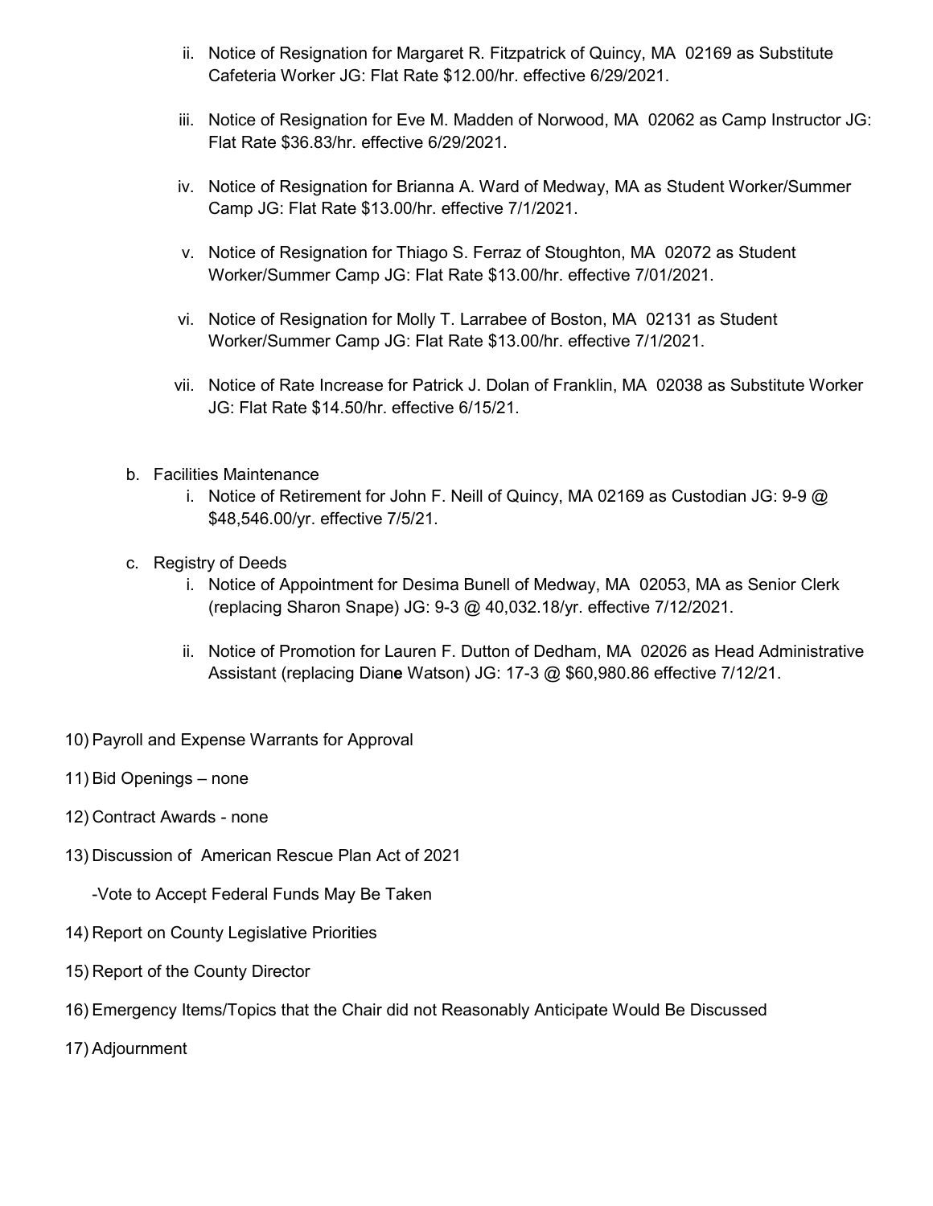ii. Notice of Resignation for Margaret R. Fitzpatrick of Quincy, MA 02169 as Substitute Cafeteria Worker JG: Flat Rate $12.00/hr. effective 6/29/2021.

iii. Notice of Resignation for Eve M. Madden of Norwood, MA 02062 as Camp Instructor JG: Flat Rate $36.83/hr. effective 6/29/2021.

iv. Notice of Resignation for Brianna A. Ward of Medway, MA as Student Worker/Summer Camp JG: Flat Rate $13.00/hr. effective 7/1/2021.

v. Notice of Resignation for Thiago S. Ferraz of Stoughton, MA 02072 as Student Worker/Summer Camp JG: Flat Rate $13.00/hr. effective 7/01/2021.

vi. Notice of Resignation for Molly T. Larrabee of Boston, MA 02131 as Student Worker/Summer Camp JG: Flat Rate $13.00/hr. effective 7/1/2021.

vii. Notice of Rate Increase for Patrick J. Dolan of Franklin, MA 02038 as Substitute Worker JG: Flat Rate $14.50/hr. effective 6/15/21.

b. Facilities Maintenance

i. Notice of Retirement for John F. Neill of Quincy, MA 02169 as Custodian JG: 9-9 @ $48,546.00/yr. effective 7/5/21.

c. Registry of Deeds

i. Notice of Appointment for Desima Bunell of Medway, MA 02053, MA as Senior Clerk (replacing Sharon Snape) JG: 9-3 @ 40,032.18/yr. effective 7/12/2021.

ii. Notice of Promotion for Lauren F. Dutton of Dedham, MA 02026 as Head Administrative Assistant (replacing Dian**e** Watson) JG: 17-3 @ $60,980.86 effective 7/12/21.

10) Payroll and Expense Warrants for Approval

11) Bid Openings – none

12) Contract Awards - none

13) Discussion of American Rescue Plan Act of 2021

-Vote to Accept Federal Funds May Be Taken

14) Report on County Legislative Priorities

15) Report of the County Director

16) Emergency Items/Topics that the Chair did not Reasonably Anticipate Would Be Discussed

17) Adjournment